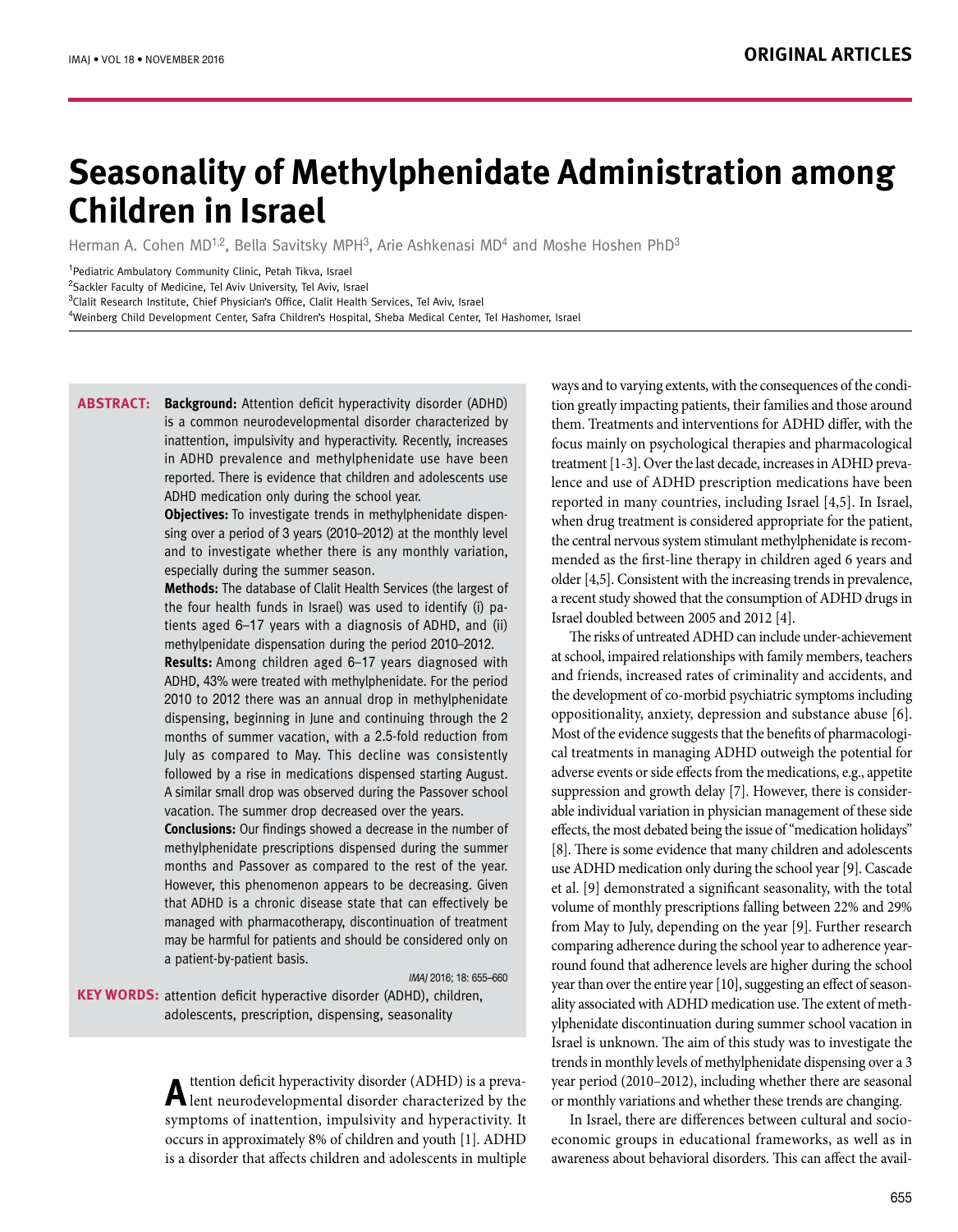# Seasonality of Methylphenidate Administration among Children in Israel

Herman A. Cohen MD[1,2], Bella Savitsky MPH[3], Arie Ashkenasi MD[4] and Moshe Hoshen PhD[3]

[1]Pediatric Ambulatory Community Clinic, Petah Tikva, Israel
[2]Sackler Faculty of Medicine, Tel Aviv University, Tel Aviv, Israel
[3]Clalit Research Institute, Chief Physician's Office, Clalit Health Services, Tel Aviv, Israel
[4]Weinberg Child Development Center, Safra Children's Hospital, Sheba Medical Center, Tel Hashomer, Israel

**ABSTRACT:**

**Background:** Attention deficit hyperactivity disorder (ADHD) is a common neurodevelopmental disorder characterized by inattention, impulsivity and hyperactivity. Recently, increases in ADHD prevalence and methylphenidate use have been reported. There is evidence that children and adolescents use ADHD medication only during the school year.

**Objectives:** To investigate trends in methylphenidate dispensing over a period of 3 years (2010–2012) at the monthly level and to investigate whether there is any monthly variation, especially during the summer season.

**Methods:** The database of Clalit Health Services (the largest of the four health funds in Israel) was used to identify (i) patients aged 6–17 years with a diagnosis of ADHD, and (ii) methylpenidate dispensation during the period 2010–2012.

**Results:** Among children aged 6–17 years diagnosed with ADHD, 43% were treated with methylphenidate. For the period 2010 to 2012 there was an annual drop in methylphenidate dispensing, beginning in June and continuing through the 2 months of summer vacation, with a 2.5-fold reduction from July as compared to May. This decline was consistently followed by a rise in medications dispensed starting August. A similar small drop was observed during the Passover school vacation. The summer drop decreased over the years.

**Conclusions:** Our findings showed a decrease in the number of methylphenidate prescriptions dispensed during the summer months and Passover as compared to the rest of the year. However, this phenomenon appears to be decreasing. Given that ADHD is a chronic disease state that can effectively be managed with pharmacotherapy, discontinuation of treatment may be harmful for patients and should be considered only on a patient-by-patient basis.

*IMAJ* 2016; 18: 655–660

**KEY WORDS:** attention deficit hyperactive disorder (ADHD), children, adolescents, prescription, dispensing, seasonality

Attention deficit hyperactivity disorder (ADHD) is a prevalent neurodevelopmental disorder characterized by the symptoms of inattention, impulsivity and hyperactivity. It occurs in approximately 8% of children and youth [1]. ADHD is a disorder that affects children and adolescents in multiple ways and to varying extents, with the consequences of the condition greatly impacting patients, their families and those around them. Treatments and interventions for ADHD differ, with the focus mainly on psychological therapies and pharmacological treatment [1-3]. Over the last decade, increases in ADHD prevalence and use of ADHD prescription medications have been reported in many countries, including Israel [4,5]. In Israel, when drug treatment is considered appropriate for the patient, the central nervous system stimulant methylphenidate is recommended as the first-line therapy in children aged 6 years and older [4,5]. Consistent with the increasing trends in prevalence, a recent study showed that the consumption of ADHD drugs in Israel doubled between 2005 and 2012 [4].

The risks of untreated ADHD can include under-achievement at school, impaired relationships with family members, teachers and friends, increased rates of criminality and accidents, and the development of co-morbid psychiatric symptoms including oppositionality, anxiety, depression and substance abuse [6]. Most of the evidence suggests that the benefits of pharmacological treatments in managing ADHD outweigh the potential for adverse events or side effects from the medications, e.g., appetite suppression and growth delay [7]. However, there is considerable individual variation in physician management of these side effects, the most debated being the issue of "medication holidays" [8]. There is some evidence that many children and adolescents use ADHD medication only during the school year [9]. Cascade et al. [9] demonstrated a significant seasonality, with the total volume of monthly prescriptions falling between 22% and 29% from May to July, depending on the year [9]. Further research comparing adherence during the school year to adherence year-round found that adherence levels are higher during the school year than over the entire year [10], suggesting an effect of seasonality associated with ADHD medication use. The extent of methylphenidate discontinuation during summer school vacation in Israel is unknown. The aim of this study was to investigate the trends in monthly levels of methylphenidate dispensing over a 3 year period (2010–2012), including whether there are seasonal or monthly variations and whether these trends are changing.

In Israel, there are differences between cultural and socioeconomic groups in educational frameworks, as well as in awareness about behavioral disorders. This can affect the avail-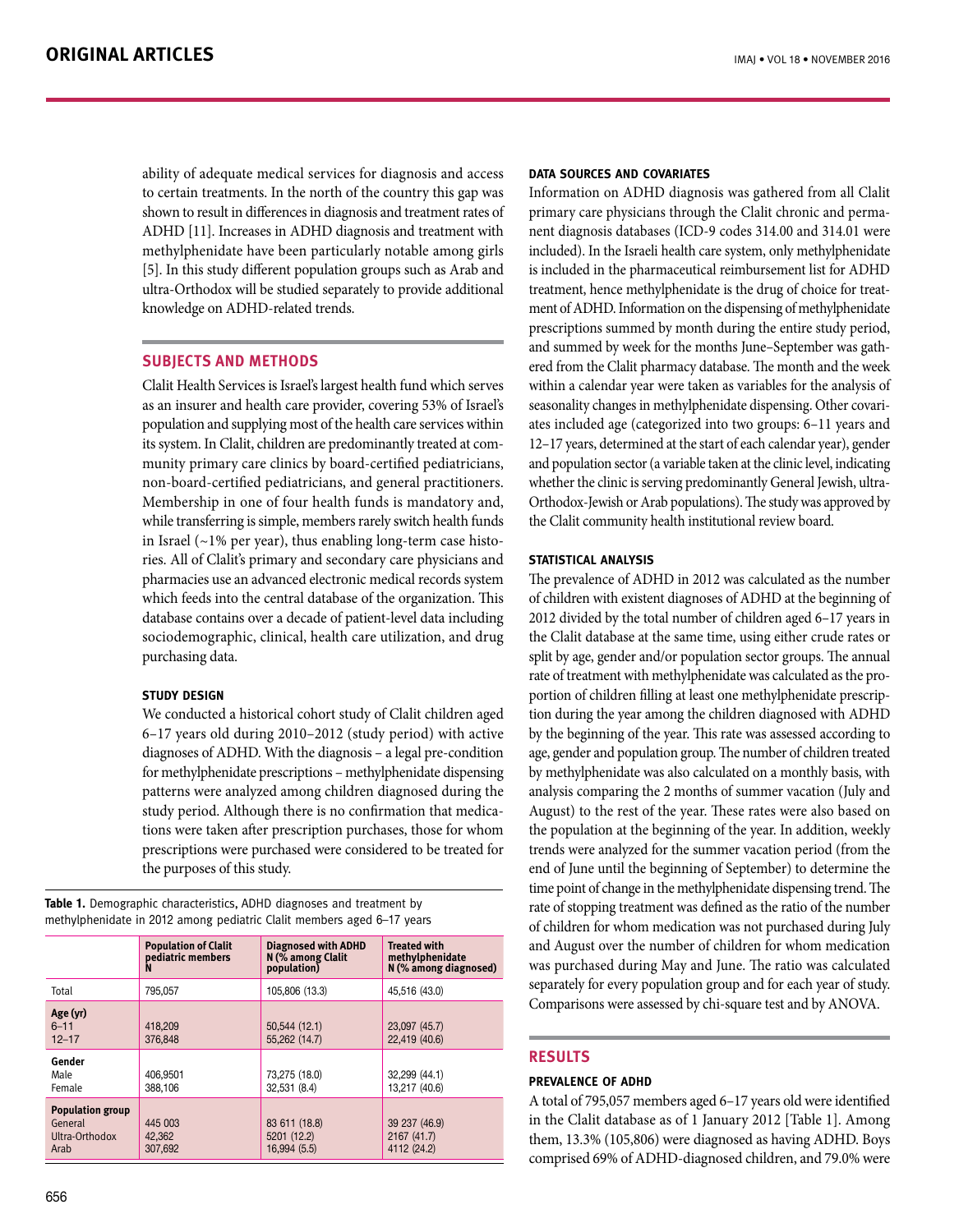ability of adequate medical services for diagnosis and access to certain treatments. In the north of the country this gap was shown to result in differences in diagnosis and treatment rates of ADHD [11]. Increases in ADHD diagnosis and treatment with methylphenidate have been particularly notable among girls [5]. In this study different population groups such as Arab and ultra-Orthodox will be studied separately to provide additional knowledge on ADHD-related trends.

## SUBJECTS AND METHODS

Clalit Health Services is Israel's largest health fund which serves as an insurer and health care provider, covering 53% of Israel's population and supplying most of the health care services within its system. In Clalit, children are predominantly treated at community primary care clinics by board-certified pediatricians, non-board-certified pediatricians, and general practitioners. Membership in one of four health funds is mandatory and, while transferring is simple, members rarely switch health funds in Israel (~1% per year), thus enabling long-term case histories. All of Clalit's primary and secondary care physicians and pharmacies use an advanced electronic medical records system which feeds into the central database of the organization. This database contains over a decade of patient-level data including sociodemographic, clinical, health care utilization, and drug purchasing data.

### STUDY DESIGN

We conducted a historical cohort study of Clalit children aged 6–17 years old during 2010–2012 (study period) with active diagnoses of ADHD. With the diagnosis – a legal pre-condition for methylphenidate prescriptions – methylphenidate dispensing patterns were analyzed among children diagnosed during the study period. Although there is no confirmation that medications were taken after prescription purchases, those for whom prescriptions were purchased were considered to be treated for the purposes of this study.

**Table 1.** Demographic characteristics, ADHD diagnoses and treatment by methylphenidate in 2012 among pediatric Clalit members aged 6–17 years

| | Population of Clalit pediatric members N | Diagnosed with ADHD N (% among Clalit population) | Treated with methylphenidate N (% among diagnosed) |
|---|---|---|---|
| Total | 795,057 | 105,806 (13.3) | 45,516 (43.0) |
| **Age (yr)** | | | |
| 6–11 | 418,209 | 50,544 (12.1) | 23,097 (45.7) |
| 12–17 | 376,848 | 55,262 (14.7) | 22,419 (40.6) |
| **Gender** | | | |
| Male | 406,9501 | 73,275 (18.0) | 32,299 (44.1) |
| Female | 388,106 | 32,531 (8.4) | 13,217 (40.6) |
| **Population group** | | | |
| General | 445 003 | 83 611 (18.8) | 39 237 (46.9) |
| Ultra-Orthodox | 42,362 | 5201 (12.2) | 2167 (41.7) |
| Arab | 307,692 | 16,994 (5.5) | 4112 (24.2) |

### DATA SOURCES AND COVARIATES

Information on ADHD diagnosis was gathered from all Clalit primary care physicians through the Clalit chronic and permanent diagnosis databases (ICD-9 codes 314.00 and 314.01 were included). In the Israeli health care system, only methylphenidate is included in the pharmaceutical reimbursement list for ADHD treatment, hence methylphenidate is the drug of choice for treatment of ADHD. Information on the dispensing of methylphenidate prescriptions summed by month during the entire study period, and summed by week for the months June–September was gathered from the Clalit pharmacy database. The month and the week within a calendar year were taken as variables for the analysis of seasonality changes in methylphenidate dispensing. Other covariates included age (categorized into two groups: 6–11 years and 12–17 years, determined at the start of each calendar year), gender and population sector (a variable taken at the clinic level, indicating whether the clinic is serving predominantly General Jewish, ultra-Orthodox-Jewish or Arab populations). The study was approved by the Clalit community health institutional review board.

### STATISTICAL ANALYSIS

The prevalence of ADHD in 2012 was calculated as the number of children with existent diagnoses of ADHD at the beginning of 2012 divided by the total number of children aged 6–17 years in the Clalit database at the same time, using either crude rates or split by age, gender and/or population sector groups. The annual rate of treatment with methylphenidate was calculated as the proportion of children filling at least one methylphenidate prescription during the year among the children diagnosed with ADHD by the beginning of the year. This rate was assessed according to age, gender and population group. The number of children treated by methylphenidate was also calculated on a monthly basis, with analysis comparing the 2 months of summer vacation (July and August) to the rest of the year. These rates were also based on the population at the beginning of the year. In addition, weekly trends were analyzed for the summer vacation period (from the end of June until the beginning of September) to determine the time point of change in the methylphenidate dispensing trend. The rate of stopping treatment was defined as the ratio of the number of children for whom medication was not purchased during July and August over the number of children for whom medication was purchased during May and June. The ratio was calculated separately for every population group and for each year of study. Comparisons were assessed by chi-square test and by ANOVA.

## RESULTS

### PREVALENCE OF ADHD

A total of 795,057 members aged 6–17 years old were identified in the Clalit database as of 1 January 2012 [Table 1]. Among them, 13.3% (105,806) were diagnosed as having ADHD. Boys comprised 69% of ADHD-diagnosed children, and 79.0% were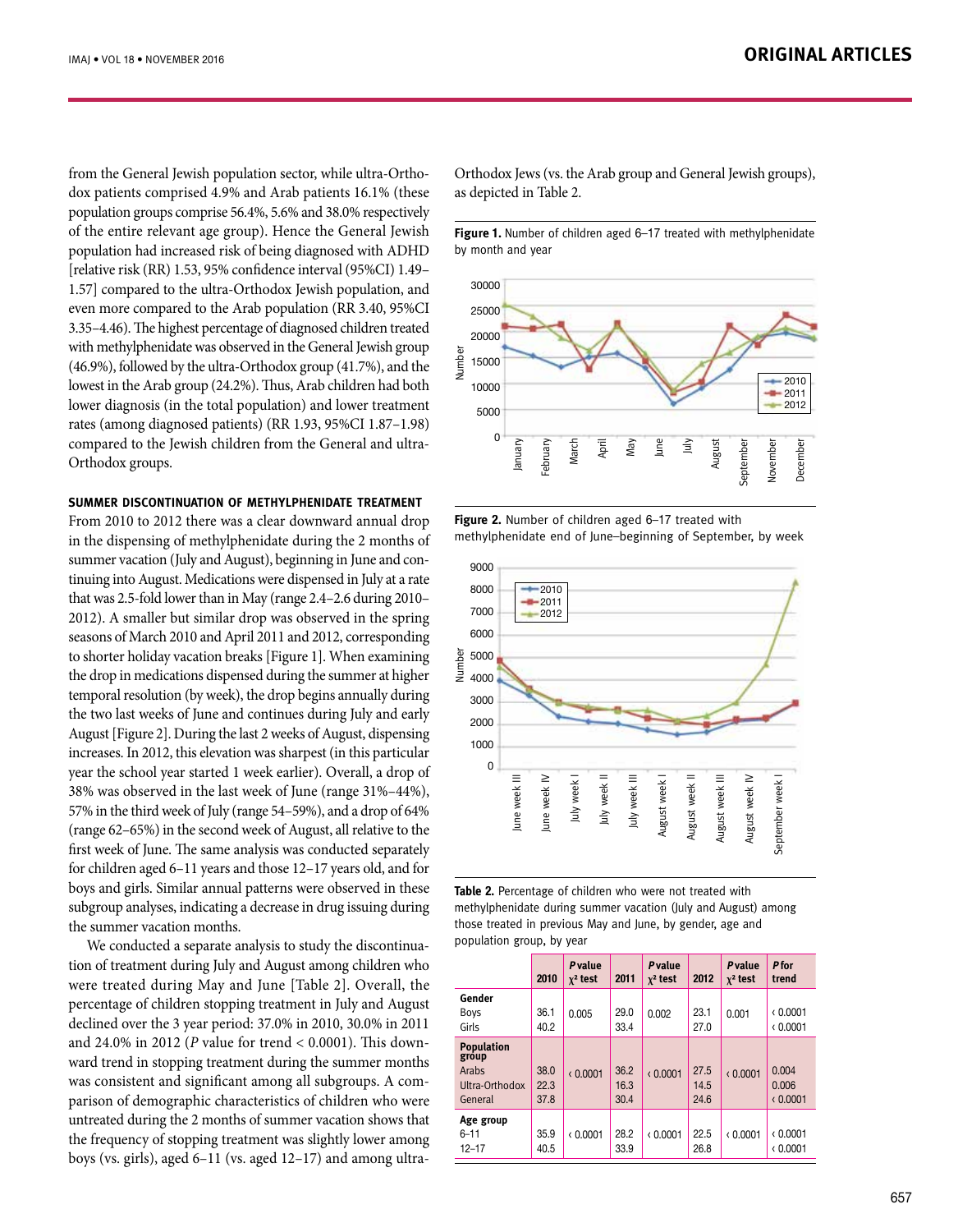from the General Jewish population sector, while ultra-Orthodox patients comprised 4.9% and Arab patients 16.1% (these population groups comprise 56.4%, 5.6% and 38.0% respectively of the entire relevant age group). Hence the General Jewish population had increased risk of being diagnosed with ADHD [relative risk (RR) 1.53, 95% confidence interval (95%CI) 1.49–1.57] compared to the ultra-Orthodox Jewish population, and even more compared to the Arab population (RR 3.40, 95%CI 3.35–4.46). The highest percentage of diagnosed children treated with methylphenidate was observed in the General Jewish group (46.9%), followed by the ultra-Orthodox group (41.7%), and the lowest in the Arab group (24.2%). Thus, Arab children had both lower diagnosis (in the total population) and lower treatment rates (among diagnosed patients) (RR 1.93, 95%CI 1.87–1.98) compared to the Jewish children from the General and ultra-Orthodox groups.

### SUMMER DISCONTINUATION OF METHYLPHENIDATE TREATMENT

From 2010 to 2012 there was a clear downward annual drop in the dispensing of methylphenidate during the 2 months of summer vacation (July and August), beginning in June and continuing into August. Medications were dispensed in July at a rate that was 2.5-fold lower than in May (range 2.4–2.6 during 2010–2012). A smaller but similar drop was observed in the spring seasons of March 2010 and April 2011 and 2012, corresponding to shorter holiday vacation breaks [Figure 1]. When examining the drop in medications dispensed during the summer at higher temporal resolution (by week), the drop begins annually during the two last weeks of June and continues during July and early August [Figure 2]. During the last 2 weeks of August, dispensing increases. In 2012, this elevation was sharpest (in this particular year the school year started 1 week earlier). Overall, a drop of 38% was observed in the last week of June (range 31%–44%), 57% in the third week of July (range 54–59%), and a drop of 64% (range 62–65%) in the second week of August, all relative to the first week of June. The same analysis was conducted separately for children aged 6–11 years and those 12–17 years old, and for boys and girls. Similar annual patterns were observed in these subgroup analyses, indicating a decrease in drug issuing during the summer vacation months.

We conducted a separate analysis to study the discontinuation of treatment during July and August among children who were treated during May and June [Table 2]. Overall, the percentage of children stopping treatment in July and August declined over the 3 year period: 37.0% in 2010, 30.0% in 2011 and 24.0% in 2012 (*P* value for trend < 0.0001). This downward trend in stopping treatment during the summer months was consistent and significant among all subgroups. A comparison of demographic characteristics of children who were untreated during the 2 months of summer vacation shows that the frequency of stopping treatment was slightly lower among boys (vs. girls), aged 6–11 (vs. aged 12–17) and among ultra-Orthodox Jews (vs. the Arab group and General Jewish groups), as depicted in Table 2.

**Figure 1.** Number of children aged 6–17 treated with methylphenidate by month and year

**Figure 2.** Number of children aged 6–17 treated with methylphenidate end of June–beginning of September, by week

**Table 2.** Percentage of children who were not treated with methylphenidate during summer vacation (July and August) among those treated in previous May and June, by gender, age and population group, by year

| | 2010 | *P* value $\chi^2$ test | 2011 | *P* value $\chi^2$ test | 2012 | *P* value $\chi^2$ test | *P* for trend |
|---|---|---|---|---|---|---|---|
| **Gender** | | | | | | | |
| Boys | 36.1 | 0.005 | 29.0 | 0.002 | 23.1 | 0.001 | < 0.0001 |
| Girls | 40.2 | | 33.4 | | 27.0 | | < 0.0001 |
| **Population group** | | | | | | | |
| Arabs | 38.0 | < 0.0001 | 36.2 | < 0.0001 | 27.5 | < 0.0001 | 0.004 |
| Ultra-Orthodox | 22.3 | | 16.3 | | 14.5 | | 0.006 |
| General | 37.8 | | 30.4 | | 24.6 | | < 0.0001 |
| **Age group** | | | | | | | |
| 6–11 | 35.9 | < 0.0001 | 28.2 | < 0.0001 | 22.5 | < 0.0001 | < 0.0001 |
| 12–17 | 40.5 | | 33.9 | | 26.8 | | < 0.0001 |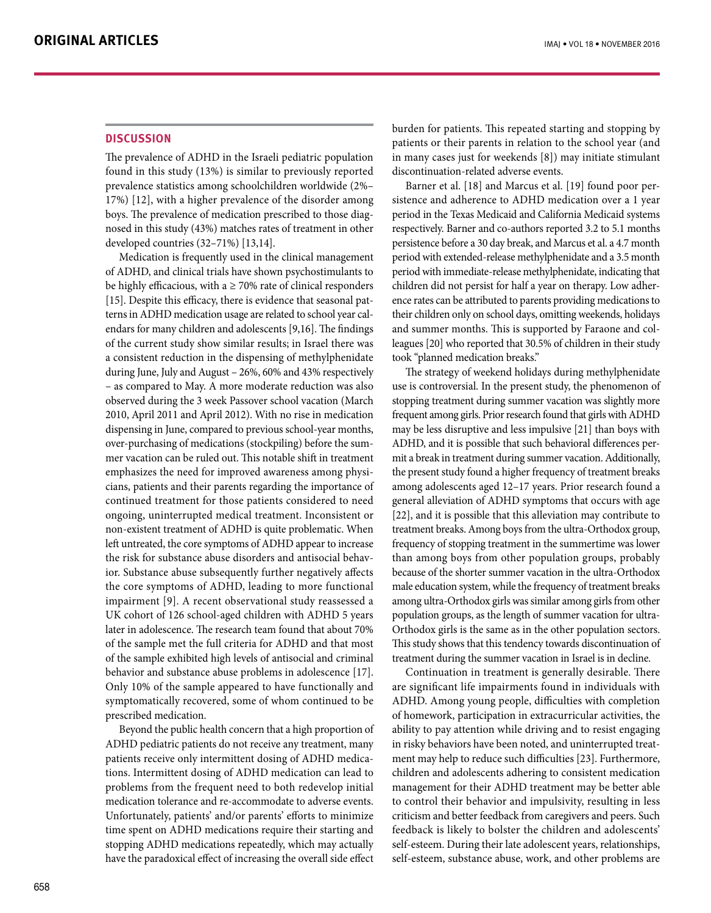## DISCUSSION

The prevalence of ADHD in the Israeli pediatric population found in this study (13%) is similar to previously reported prevalence statistics among schoolchildren worldwide (2%–17%) [12], with a higher prevalence of the disorder among boys. The prevalence of medication prescribed to those diagnosed in this study (43%) matches rates of treatment in other developed countries (32–71%) [13,14].

Medication is frequently used in the clinical management of ADHD, and clinical trials have shown psychostimulants to be highly efficacious, with a ≥ 70% rate of clinical responders [15]. Despite this efficacy, there is evidence that seasonal patterns in ADHD medication usage are related to school year calendars for many children and adolescents [9,16]. The findings of the current study show similar results; in Israel there was a consistent reduction in the dispensing of methylphenidate during June, July and August – 26%, 60% and 43% respectively – as compared to May. A more moderate reduction was also observed during the 3 week Passover school vacation (March 2010, April 2011 and April 2012). With no rise in medication dispensing in June, compared to previous school-year months, over-purchasing of medications (stockpiling) before the summer vacation can be ruled out. This notable shift in treatment emphasizes the need for improved awareness among physicians, patients and their parents regarding the importance of continued treatment for those patients considered to need ongoing, uninterrupted medical treatment. Inconsistent or non-existent treatment of ADHD is quite problematic. When left untreated, the core symptoms of ADHD appear to increase the risk for substance abuse disorders and antisocial behavior. Substance abuse subsequently further negatively affects the core symptoms of ADHD, leading to more functional impairment [9]. A recent observational study reassessed a UK cohort of 126 school-aged children with ADHD 5 years later in adolescence. The research team found that about 70% of the sample met the full criteria for ADHD and that most of the sample exhibited high levels of antisocial and criminal behavior and substance abuse problems in adolescence [17]. Only 10% of the sample appeared to have functionally and symptomatically recovered, some of whom continued to be prescribed medication.

Beyond the public health concern that a high proportion of ADHD pediatric patients do not receive any treatment, many patients receive only intermittent dosing of ADHD medications. Intermittent dosing of ADHD medication can lead to problems from the frequent need to both redevelop initial medication tolerance and re-accommodate to adverse events. Unfortunately, patients' and/or parents' efforts to minimize time spent on ADHD medications require their starting and stopping ADHD medications repeatedly, which may actually have the paradoxical effect of increasing the overall side effect burden for patients. This repeated starting and stopping by patients or their parents in relation to the school year (and in many cases just for weekends [8]) may initiate stimulant discontinuation-related adverse events.

Barner et al. [18] and Marcus et al. [19] found poor persistence and adherence to ADHD medication over a 1 year period in the Texas Medicaid and California Medicaid systems respectively. Barner and co-authors reported 3.2 to 5.1 months persistence before a 30 day break, and Marcus et al. a 4.7 month period with extended-release methylphenidate and a 3.5 month period with immediate-release methylphenidate, indicating that children did not persist for half a year on therapy. Low adherence rates can be attributed to parents providing medications to their children only on school days, omitting weekends, holidays and summer months. This is supported by Faraone and colleagues [20] who reported that 30.5% of children in their study took "planned medication breaks."

The strategy of weekend holidays during methylphenidate use is controversial. In the present study, the phenomenon of stopping treatment during summer vacation was slightly more frequent among girls. Prior research found that girls with ADHD may be less disruptive and less impulsive [21] than boys with ADHD, and it is possible that such behavioral differences permit a break in treatment during summer vacation. Additionally, the present study found a higher frequency of treatment breaks among adolescents aged 12–17 years. Prior research found a general alleviation of ADHD symptoms that occurs with age [22], and it is possible that this alleviation may contribute to treatment breaks. Among boys from the ultra-Orthodox group, frequency of stopping treatment in the summertime was lower than among boys from other population groups, probably because of the shorter summer vacation in the ultra-Orthodox male education system, while the frequency of treatment breaks among ultra-Orthodox girls was similar among girls from other population groups, as the length of summer vacation for ultra-Orthodox girls is the same as in the other population sectors. This study shows that this tendency towards discontinuation of treatment during the summer vacation in Israel is in decline.

Continuation in treatment is generally desirable. There are significant life impairments found in individuals with ADHD. Among young people, difficulties with completion of homework, participation in extracurricular activities, the ability to pay attention while driving and to resist engaging in risky behaviors have been noted, and uninterrupted treatment may help to reduce such difficulties [23]. Furthermore, children and adolescents adhering to consistent medication management for their ADHD treatment may be better able to control their behavior and impulsivity, resulting in less criticism and better feedback from caregivers and peers. Such feedback is likely to bolster the children and adolescents' self-esteem. During their late adolescent years, relationships, self-esteem, substance abuse, work, and other problems are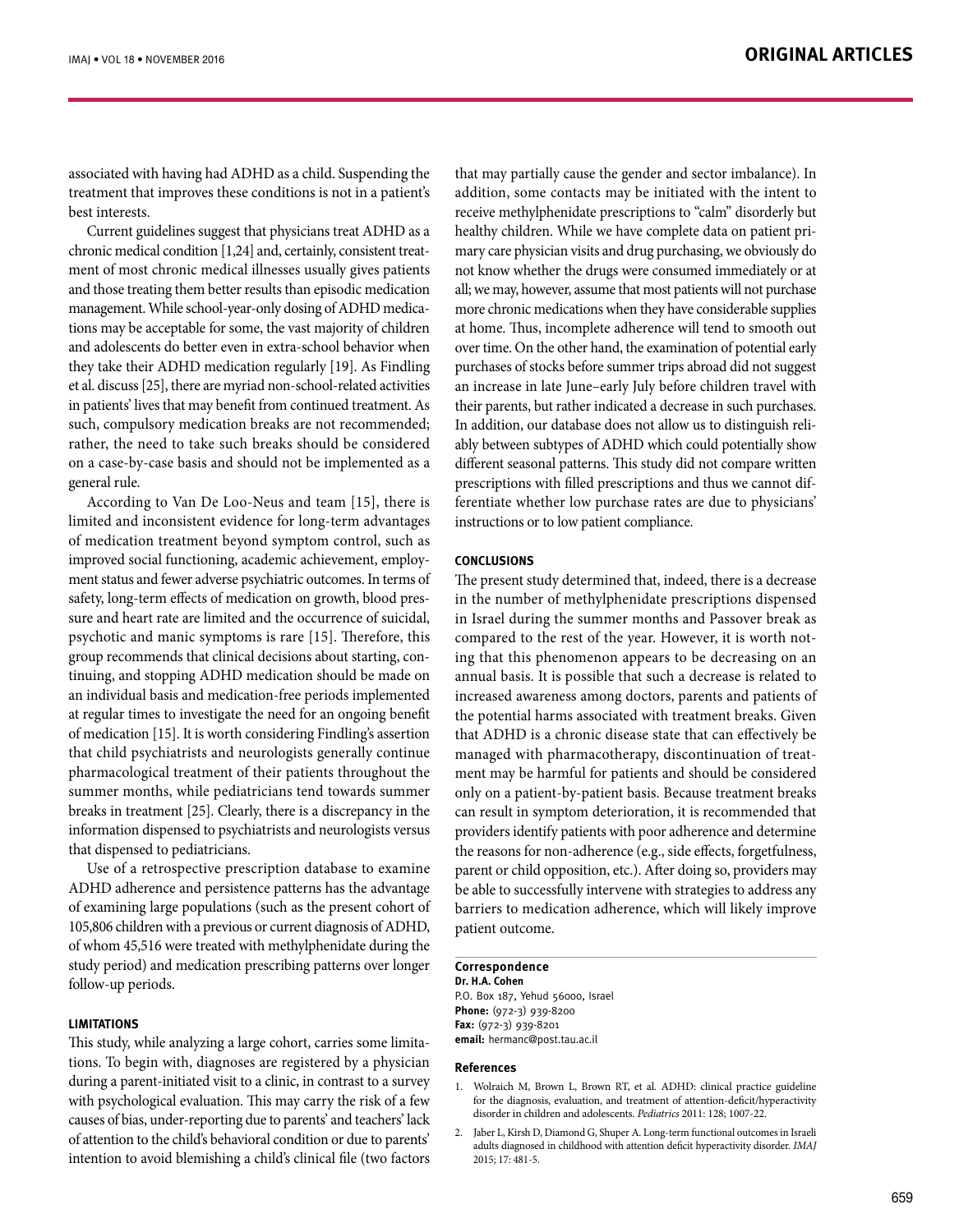associated with having had ADHD as a child. Suspending the treatment that improves these conditions is not in a patient's best interests.

Current guidelines suggest that physicians treat ADHD as a chronic medical condition [1,24] and, certainly, consistent treatment of most chronic medical illnesses usually gives patients and those treating them better results than episodic medication management. While school-year-only dosing of ADHD medications may be acceptable for some, the vast majority of children and adolescents do better even in extra-school behavior when they take their ADHD medication regularly [19]. As Findling et al. discuss [25], there are myriad non-school-related activities in patients' lives that may benefit from continued treatment. As such, compulsory medication breaks are not recommended; rather, the need to take such breaks should be considered on a case-by-case basis and should not be implemented as a general rule.

According to Van De Loo-Neus and team [15], there is limited and inconsistent evidence for long-term advantages of medication treatment beyond symptom control, such as improved social functioning, academic achievement, employment status and fewer adverse psychiatric outcomes. In terms of safety, long-term effects of medication on growth, blood pressure and heart rate are limited and the occurrence of suicidal, psychotic and manic symptoms is rare [15]. Therefore, this group recommends that clinical decisions about starting, continuing, and stopping ADHD medication should be made on an individual basis and medication-free periods implemented at regular times to investigate the need for an ongoing benefit of medication [15]. It is worth considering Findling's assertion that child psychiatrists and neurologists generally continue pharmacological treatment of their patients throughout the summer months, while pediatricians tend towards summer breaks in treatment [25]. Clearly, there is a discrepancy in the information dispensed to psychiatrists and neurologists versus that dispensed to pediatricians.

Use of a retrospective prescription database to examine ADHD adherence and persistence patterns has the advantage of examining large populations (such as the present cohort of 105,806 children with a previous or current diagnosis of ADHD, of whom 45,516 were treated with methylphenidate during the study period) and medication prescribing patterns over longer follow-up periods.

### LIMITATIONS

This study, while analyzing a large cohort, carries some limitations. To begin with, diagnoses are registered by a physician during a parent-initiated visit to a clinic, in contrast to a survey with psychological evaluation. This may carry the risk of a few causes of bias, under-reporting due to parents' and teachers' lack of attention to the child's behavioral condition or due to parents' intention to avoid blemishing a child's clinical file (two factors that may partially cause the gender and sector imbalance). In addition, some contacts may be initiated with the intent to receive methylphenidate prescriptions to "calm" disorderly but healthy children. While we have complete data on patient primary care physician visits and drug purchasing, we obviously do not know whether the drugs were consumed immediately or at all; we may, however, assume that most patients will not purchase more chronic medications when they have considerable supplies at home. Thus, incomplete adherence will tend to smooth out over time. On the other hand, the examination of potential early purchases of stocks before summer trips abroad did not suggest an increase in late June–early July before children travel with their parents, but rather indicated a decrease in such purchases. In addition, our database does not allow us to distinguish reliably between subtypes of ADHD which could potentially show different seasonal patterns. This study did not compare written prescriptions with filled prescriptions and thus we cannot differentiate whether low purchase rates are due to physicians' instructions or to low patient compliance.

### CONCLUSIONS

The present study determined that, indeed, there is a decrease in the number of methylphenidate prescriptions dispensed in Israel during the summer months and Passover break as compared to the rest of the year. However, it is worth noting that this phenomenon appears to be decreasing on an annual basis. It is possible that such a decrease is related to increased awareness among doctors, parents and patients of the potential harms associated with treatment breaks. Given that ADHD is a chronic disease state that can effectively be managed with pharmacotherapy, discontinuation of treatment may be harmful for patients and should be considered only on a patient-by-patient basis. Because treatment breaks can result in symptom deterioration, it is recommended that providers identify patients with poor adherence and determine the reasons for non-adherence (e.g., side effects, forgetfulness, parent or child opposition, etc.). After doing so, providers may be able to successfully intervene with strategies to address any barriers to medication adherence, which will likely improve patient outcome.

**Correspondence**
**Dr. H.A. Cohen**
P.O. Box 187, Yehud 56000, Israel
**Phone:** (972-3) 939-8200
**Fax:** (972-3) 939-8201
**email:** hermanc@post.tau.ac.il

### References

1. Wolraich M, Brown L, Brown RT, et al. ADHD: clinical practice guideline for the diagnosis, evaluation, and treatment of attention-deficit/hyperactivity disorder in children and adolescents. *Pediatrics* 2011: 128; 1007-22.
2. Jaber L, Kirsh D, Diamond G, Shuper A. Long-term functional outcomes in Israeli adults diagnosed in childhood with attention deficit hyperactivity disorder. *IMAJ* 2015; 17: 481-5.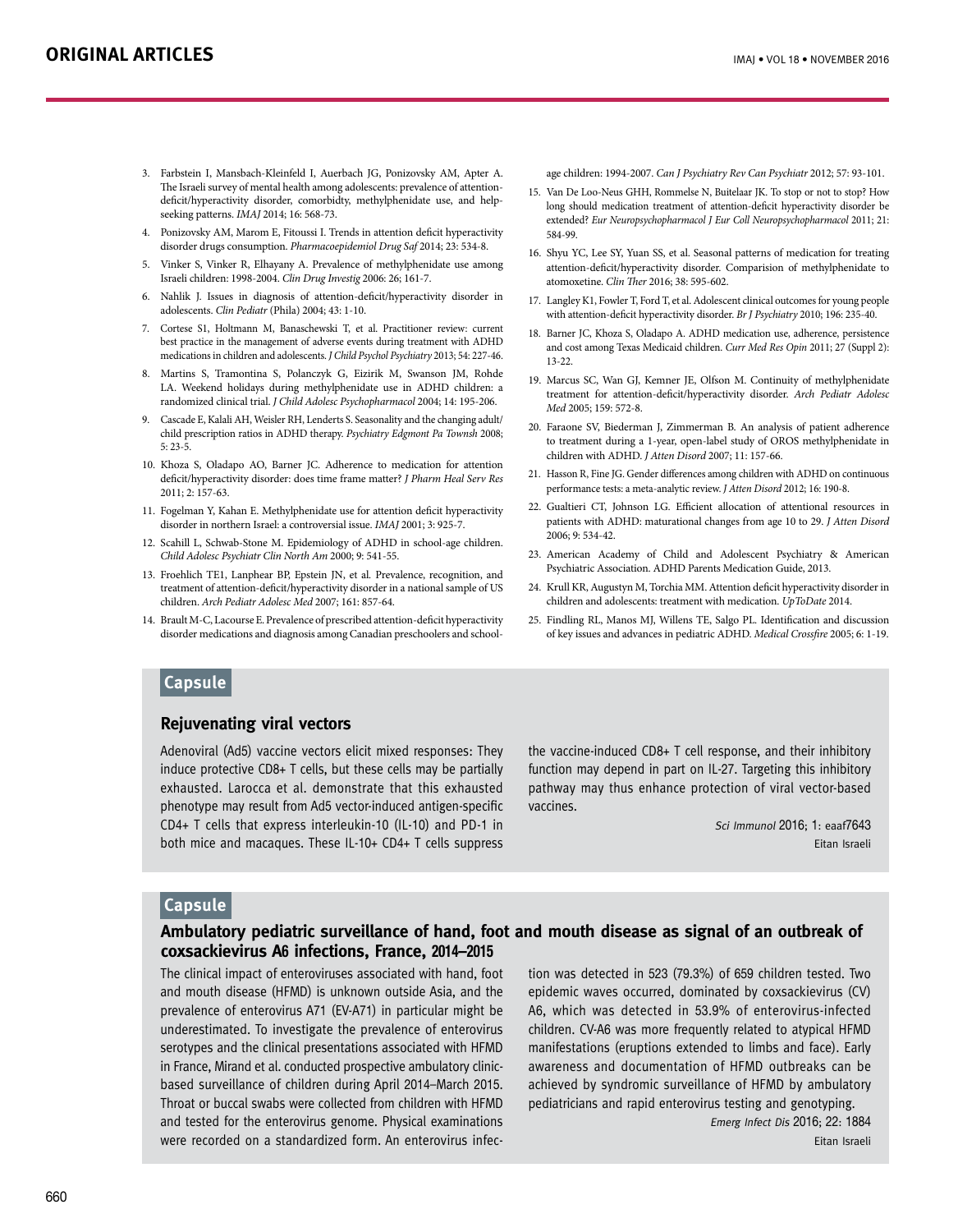3. Farbstein I, Mansbach-Kleinfeld I, Auerbach JG, Ponizovsky AM, Apter A. The Israeli survey of mental health among adolescents: prevalence of attention-deficit/hyperactivity disorder, comorbidty, methylphenidate use, and help-seeking patterns. *IMAJ* 2014; 16: 568-73.
4. Ponizovsky AM, Marom E, Fitoussi I. Trends in attention deficit hyperactivity disorder drugs consumption. *Pharmacoepidemiol Drug Saf* 2014; 23: 534-8.
5. Vinker S, Vinker R, Elhayany A. Prevalence of methylphenidate use among Israeli children: 1998-2004. *Clin Drug Investig* 2006: 26; 161-7.
6. Nahlik J. Issues in diagnosis of attention-deficit/hyperactivity disorder in adolescents. *Clin Pediatr* (Phila) 2004; 43: 1-10.
7. Cortese S1, Holtmann M, Banaschewski T, et al. Practitioner review: current best practice in the management of adverse events during treatment with ADHD medications in children and adolescents. *J Child Psychol Psychiatry* 2013; 54: 227-46.
8. Martins S, Tramontina S, Polanczyk G, Eizirik M, Swanson JM, Rohde LA. Weekend holidays during methylphenidate use in ADHD children: a randomized clinical trial. *J Child Adolesc Psychopharmacol* 2004; 14: 195-206.
9. Cascade E, Kalali AH, Weisler RH, Lenderts S. Seasonality and the changing adult/child prescription ratios in ADHD therapy. *Psychiatry Edgmont Pa Townsh* 2008; 5: 23-5.
10. Khoza S, Oladapo AO, Barner JC. Adherence to medication for attention deficit/hyperactivity disorder: does time frame matter? *J Pharm Heal Serv Res* 2011; 2: 157-63.
11. Fogelman Y, Kahan E. Methylphenidate use for attention deficit hyperactivity disorder in northern Israel: a controversial issue. *IMAJ* 2001; 3: 925-7.
12. Scahill L, Schwab-Stone M. Epidemiology of ADHD in school-age children. *Child Adolesc Psychiatr Clin North Am* 2000; 9: 541-55.
13. Froehlich TE1, Lanphear BP, Epstein JN, et al. Prevalence, recognition, and treatment of attention-deficit/hyperactivity disorder in a national sample of US children. *Arch Pediatr Adolesc Med* 2007; 161: 857-64.
14. Brault M-C, Lacourse E. Prevalence of prescribed attention-deficit hyperactivity disorder medications and diagnosis among Canadian preschoolers and school-age children: 1994-2007. *Can J Psychiatry Rev Can Psychiatr* 2012; 57: 93-101.
15. Van De Loo-Neus GHH, Rommelse N, Buitelaar JK. To stop or not to stop? How long should medication treatment of attention-deficit hyperactivity disorder be extended? *Eur Neuropsychopharmacol J Eur Coll Neuropsychopharmacol* 2011; 21: 584-99.
16. Shyu YC, Lee SY, Yuan SS, et al. Seasonal patterns of medication for treating attention-deficit/hyperactivity disorder. Comparision of methylphenidate to atomoxetine. *Clin Ther* 2016; 38: 595-602.
17. Langley K1, Fowler T, Ford T, et al. Adolescent clinical outcomes for young people with attention-deficit hyperactivity disorder. *Br J Psychiatry* 2010; 196: 235-40.
18. Barner JC, Khoza S, Oladapo A. ADHD medication use, adherence, persistence and cost among Texas Medicaid children. *Curr Med Res Opin* 2011; 27 (Suppl 2): 13-22.
19. Marcus SC, Wan GJ, Kemner JE, Olfson M. Continuity of methylphenidate treatment for attention-deficit/hyperactivity disorder. *Arch Pediatr Adolesc Med* 2005; 159: 572-8.
20. Faraone SV, Biederman J, Zimmerman B. An analysis of patient adherence to treatment during a 1-year, open-label study of OROS methylphenidate in children with ADHD. *J Atten Disord* 2007; 11: 157-66.
21. Hasson R, Fine JG. Gender differences among children with ADHD on continuous performance tests: a meta-analytic review. *J Atten Disord* 2012; 16: 190-8.
22. Gualtieri CT, Johnson LG. Efficient allocation of attentional resources in patients with ADHD: maturational changes from age 10 to 29. *J Atten Disord* 2006; 9: 534-42.
23. American Academy of Child and Adolescent Psychiatry & American Psychiatric Association. ADHD Parents Medication Guide, 2013.
24. Krull KR, Augustyn M, Torchia MM. Attention deficit hyperactivity disorder in children and adolescents: treatment with medication. *UpToDate* 2014.
25. Findling RL, Manos MJ, Willens TE, Salgo PL. Identification and discussion of key issues and advances in pediatric ADHD. *Medical Crossfire* 2005; 6: 1-19.

## Capsule

### Rejuvenating viral vectors

Adenoviral (Ad5) vaccine vectors elicit mixed responses: They induce protective CD8+ T cells, but these cells may be partially exhausted. Larocca et al. demonstrate that this exhausted phenotype may result from Ad5 vector-induced antigen-specific CD4+ T cells that express interleukin-10 (IL-10) and PD-1 in both mice and macaques. These IL-10+ CD4+ T cells suppress the vaccine-induced CD8+ T cell response, and their inhibitory function may depend in part on IL-27. Targeting this inhibitory pathway may thus enhance protection of viral vector-based vaccines.

*Sci Immunol* 2016; 1: eaaf7643

Eitan Israeli

## Capsule

### Ambulatory pediatric surveillance of hand, foot and mouth disease as signal of an outbreak of coxsackievirus A6 infections, France, 2014–2015

The clinical impact of enteroviruses associated with hand, foot and mouth disease (HFMD) is unknown outside Asia, and the prevalence of enterovirus A71 (EV-A71) in particular might be underestimated. To investigate the prevalence of enterovirus serotypes and the clinical presentations associated with HFMD in France, Mirand et al. conducted prospective ambulatory clinic-based surveillance of children during April 2014–March 2015. Throat or buccal swabs were collected from children with HFMD and tested for the enterovirus genome. Physical examinations were recorded on a standardized form. An enterovirus infection was detected in 523 (79.3%) of 659 children tested. Two epidemic waves occurred, dominated by coxsackievirus (CV) A6, which was detected in 53.9% of enterovirus-infected children. CV-A6 was more frequently related to atypical HFMD manifestations (eruptions extended to limbs and face). Early awareness and documentation of HFMD outbreaks can be achieved by syndromic surveillance of HFMD by ambulatory pediatricians and rapid enterovirus testing and genotyping.

*Emerg Infect Dis* 2016; 22: 1884

Eitan Israeli